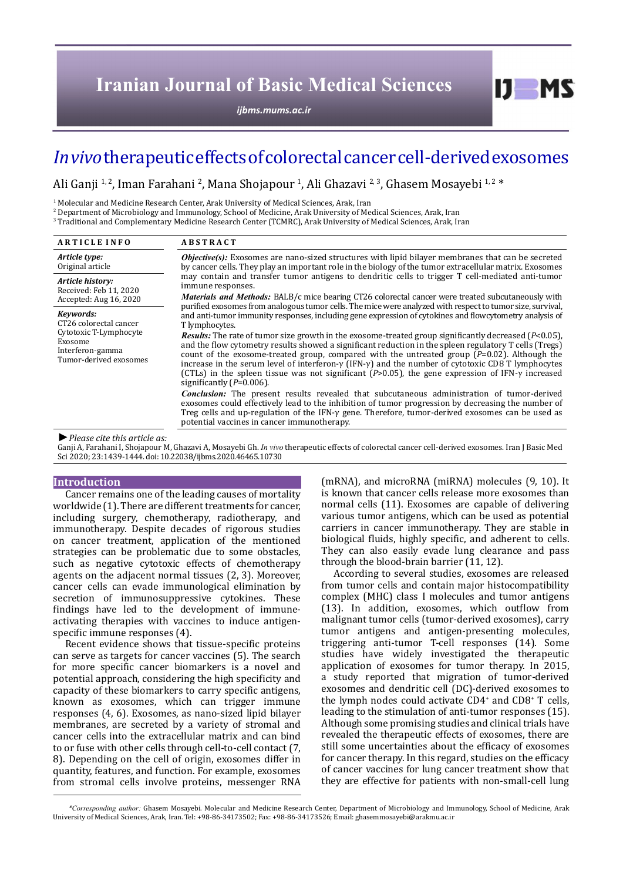# *In vivo* therapeutic effects of colorectal cancer cell-derived exosomes

Ali Ganji [1, 2], Iman Farahani [2], Mana Shojapour [1], Ali Ghazavi [2, 3], Ghasem Mosayebi [1, 2] *

[1] Molecular and Medicine Research Center, Arak University of Medical Sciences, Arak, Iran
[2] Department of Microbiology and Immunology, School of Medicine, Arak University of Medical Sciences, Arak, Iran
[3] Traditional and Complementary Medicine Research Center (TCMRC), Arak University of Medical Sciences, Arak, Iran

**ARTICLE INFO**

*Article type:*
Original article

*Article history:*
Received: Feb 11, 2020
Accepted: Aug 16, 2020

*Keywords:*
CT26 colorectal cancer
Cytotoxic T-Lymphocyte
Exosome
Interferon-gamma
Tumor-derived exosomes

**ABSTRACT**

***Objective(s):*** Exosomes are nano-sized structures with lipid bilayer membranes that can be secreted by cancer cells. They play an important role in the biology of the tumor extracellular matrix. Exosomes may contain and transfer tumor antigens to dendritic cells to trigger T cell-mediated anti-tumor immune responses.

***Materials and Methods:*** BALB/c mice bearing CT26 colorectal cancer were treated subcutaneously with purified exosomes from analogous tumor cells. The mice were analyzed with respect to tumor size, survival, and anti-tumor immunity responses, including gene expression of cytokines and flowcytometry analysis of T lymphocytes.

***Results:*** The rate of tumor size growth in the exosome-treated group significantly decreased ($P$<0.05), and the flow cytometry results showed a significant reduction in the spleen regulatory T cells (Tregs) count of the exosome-treated group, compared with the untreated group ($P$=0.02). Although the increase in the serum level of interferon-γ (IFN-γ) and the number of cytotoxic CD8 T lymphocytes (CTLs) in the spleen tissue was not significant ($P$>0.05), the gene expression of IFN-γ increased significantly ($P$=0.006).

***Conclusion:*** The present results revealed that subcutaneous administration of tumor-derived exosomes could effectively lead to the inhibition of tumor progression by decreasing the number of Treg cells and up-regulation of the IFN-γ gene. Therefore, tumor-derived exosomes can be used as potential vaccines in cancer immunotherapy.

*►Please cite this article as:*
Ganji A, Farahani I, Shojapour M, Ghazavi A, Mosayebi Gh. *In vivo* therapeutic effects of colorectal cancer cell-derived exosomes. Iran J Basic Med Sci 2020; 23:1439-1444. doi: 10.22038/ijbms.2020.46465.10730

## Introduction

Cancer remains one of the leading causes of mortality worldwide (1). There are different treatments for cancer, including surgery, chemotherapy, radiotherapy, and immunotherapy. Despite decades of rigorous studies on cancer treatment, application of the mentioned strategies can be problematic due to some obstacles, such as negative cytotoxic effects of chemotherapy agents on the adjacent normal tissues (2, 3). Moreover, cancer cells can evade immunological elimination by secretion of immunosuppressive cytokines. These findings have led to the development of immune-activating therapies with vaccines to induce antigen-specific immune responses (4).

Recent evidence shows that tissue-specific proteins can serve as targets for cancer vaccines (5). The search for more specific cancer biomarkers is a novel and potential approach, considering the high specificity and capacity of these biomarkers to carry specific antigens, known as exosomes, which can trigger immune responses (4, 6). Exosomes, as nano-sized lipid bilayer membranes, are secreted by a variety of stromal and cancer cells into the extracellular matrix and can bind to or fuse with other cells through cell-to-cell contact (7, 8). Depending on the cell of origin, exosomes differ in quantity, features, and function. For example, exosomes from stromal cells involve proteins, messenger RNA (mRNA), and microRNA (miRNA) molecules (9, 10). It is known that cancer cells release more exosomes than normal cells (11). Exosomes are capable of delivering various tumor antigens, which can be used as potential carriers in cancer immunotherapy. They are stable in biological fluids, highly specific, and adherent to cells. They can also easily evade lung clearance and pass through the blood-brain barrier (11, 12).

According to several studies, exosomes are released from tumor cells and contain major histocompatibility complex (MHC) class I molecules and tumor antigens (13). In addition, exosomes, which outflow from malignant tumor cells (tumor-derived exosomes), carry tumor antigens and antigen-presenting molecules, triggering anti-tumor T-cell responses (14). Some studies have widely investigated the therapeutic application of exosomes for tumor therapy. In 2015, a study reported that migration of tumor-derived exosomes and dendritic cell (DC)-derived exosomes to the lymph nodes could activate $CD4^+$ and $CD8^+$ T cells, leading to the stimulation of anti-tumor responses (15). Although some promising studies and clinical trials have revealed the therapeutic effects of exosomes, there are still some uncertainties about the efficacy of exosomes for cancer therapy. In this regard, studies on the efficacy of cancer vaccines for lung cancer treatment show that they are effective for patients with non-small-cell lung

*\*Corresponding author:* Ghasem Mosayebi. Molecular and Medicine Research Center, Department of Microbiology and Immunology, School of Medicine, Arak University of Medical Sciences, Arak, Iran. Tel: +98-86-34173502; Fax: +98-86-34173526; Email: ghasemmosayebi@arakmu.ac.ir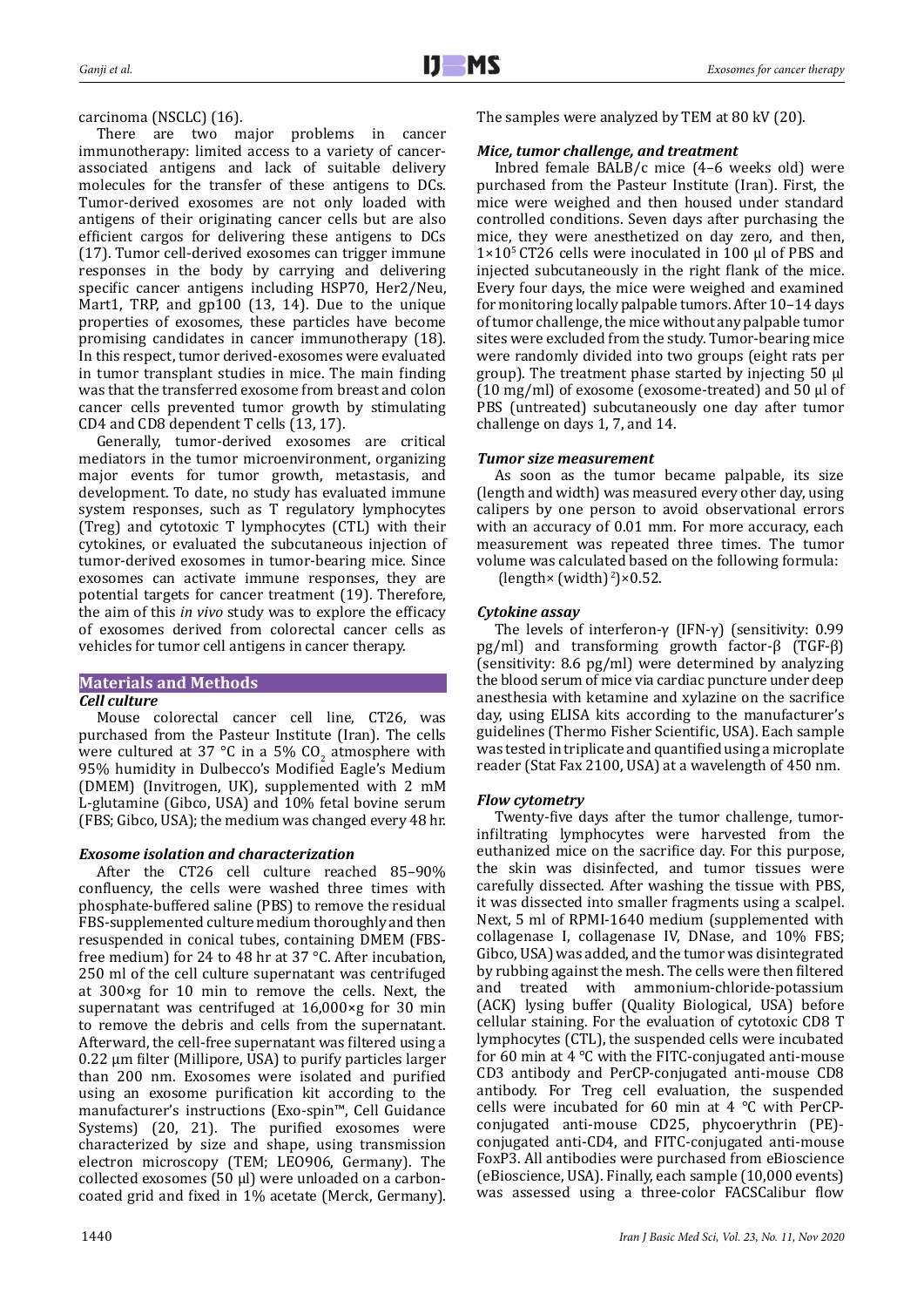carcinoma (NSCLC) (16).

There are two major problems in cancer immunotherapy: limited access to a variety of cancer-associated antigens and lack of suitable delivery molecules for the transfer of these antigens to DCs. Tumor-derived exosomes are not only loaded with antigens of their originating cancer cells but are also efficient cargos for delivering these antigens to DCs (17). Tumor cell-derived exosomes can trigger immune responses in the body by carrying and delivering specific cancer antigens including HSP70, Her2/Neu, Mart1, TRP, and gp100 (13, 14). Due to the unique properties of exosomes, these particles have become promising candidates in cancer immunotherapy (18). In this respect, tumor derived-exosomes were evaluated in tumor transplant studies in mice. The main finding was that the transferred exosome from breast and colon cancer cells prevented tumor growth by stimulating CD4 and CD8 dependent T cells (13, 17).

Generally, tumor-derived exosomes are critical mediators in the tumor microenvironment, organizing major events for tumor growth, metastasis, and development. To date, no study has evaluated immune system responses, such as T regulatory lymphocytes (Treg) and cytotoxic T lymphocytes (CTL) with their cytokines, or evaluated the subcutaneous injection of tumor-derived exosomes in tumor-bearing mice. Since exosomes can activate immune responses, they are potential targets for cancer treatment (19). Therefore, the aim of this *in vivo* study was to explore the efficacy of exosomes derived from colorectal cancer cells as vehicles for tumor cell antigens in cancer therapy.

## Materials and Methods

### *Cell culture*

Mouse colorectal cancer cell line, CT26, was purchased from the Pasteur Institute (Iran). The cells were cultured at 37 °C in a 5% $CO_2$ atmosphere with 95% humidity in Dulbecco's Modified Eagle's Medium (DMEM) (Invitrogen, UK), supplemented with 2 mM L-glutamine (Gibco, USA) and 10% fetal bovine serum (FBS; Gibco, USA); the medium was changed every 48 hr.

### *Exosome isolation and characterization*

After the CT26 cell culture reached 85–90% confluency, the cells were washed three times with phosphate-buffered saline (PBS) to remove the residual FBS-supplemented culture medium thoroughly and then resuspended in conical tubes, containing DMEM (FBS-free medium) for 24 to 48 hr at 37 °C. After incubation, 250 ml of the cell culture supernatant was centrifuged at 300×g for 10 min to remove the cells. Next, the supernatant was centrifuged at 16,000×g for 30 min to remove the debris and cells from the supernatant. Afterward, the cell-free supernatant was filtered using a 0.22 µm filter (Millipore, USA) to purify particles larger than 200 nm. Exosomes were isolated and purified using an exosome purification kit according to the manufacturer's instructions (Exo-spin™, Cell Guidance Systems) (20, 21). The purified exosomes were characterized by size and shape, using transmission electron microscopy (TEM; LEO906, Germany). The collected exosomes (50 µl) were unloaded on a carbon-coated grid and fixed in 1% acetate (Merck, Germany). The samples were analyzed by TEM at 80 kV (20).

### *Mice, tumor challenge, and treatment*

Inbred female BALB/c mice (4–6 weeks old) were purchased from the Pasteur Institute (Iran). First, the mice were weighed and then housed under standard controlled conditions. Seven days after purchasing the mice, they were anesthetized on day zero, and then, $1\times10^5$ CT26 cells were inoculated in 100 µl of PBS and injected subcutaneously in the right flank of the mice. Every four days, the mice were weighed and examined for monitoring locally palpable tumors. After 10–14 days of tumor challenge, the mice without any palpable tumor sites were excluded from the study. Tumor-bearing mice were randomly divided into two groups (eight rats per group). The treatment phase started by injecting 50 µl (10 mg/ml) of exosome (exosome-treated) and 50 µl of PBS (untreated) subcutaneously one day after tumor challenge on days 1, 7, and 14.

### *Tumor size measurement*

As soon as the tumor became palpable, its size (length and width) was measured every other day, using calipers by one person to avoid observational errors with an accuracy of 0.01 mm. For more accuracy, each measurement was repeated three times. The tumor volume was calculated based on the following formula:

$(\text{length}\times(\text{width})^2)\times0.52$.

### *Cytokine assay*

The levels of interferon-γ (IFN-γ) (sensitivity: 0.99 pg/ml) and transforming growth factor-β (TGF-β) (sensitivity: 8.6 pg/ml) were determined by analyzing the blood serum of mice via cardiac puncture under deep anesthesia with ketamine and xylazine on the sacrifice day, using ELISA kits according to the manufacturer's guidelines (Thermo Fisher Scientific, USA). Each sample was tested in triplicate and quantified using a microplate reader (Stat Fax 2100, USA) at a wavelength of 450 nm.

### *Flow cytometry*

Twenty-five days after the tumor challenge, tumor-infiltrating lymphocytes were harvested from the euthanized mice on the sacrifice day. For this purpose, the skin was disinfected, and tumor tissues were carefully dissected. After washing the tissue with PBS, it was dissected into smaller fragments using a scalpel. Next, 5 ml of RPMI-1640 medium (supplemented with collagenase I, collagenase IV, DNase, and 10% FBS; Gibco, USA) was added, and the tumor was disintegrated by rubbing against the mesh. The cells were then filtered and treated with ammonium-chloride-potassium (ACK) lysing buffer (Quality Biological, USA) before cellular staining. For the evaluation of cytotoxic CD8 T lymphocytes (CTL), the suspended cells were incubated for 60 min at 4 °C with the FITC-conjugated anti-mouse CD3 antibody and PerCP-conjugated anti-mouse CD8 antibody. For Treg cell evaluation, the suspended cells were incubated for 60 min at 4 °C with PerCP-conjugated anti-mouse CD25, phycoerythrin (PE)-conjugated anti-CD4, and FITC-conjugated anti-mouse FoxP3. All antibodies were purchased from eBioscience (eBioscience, USA). Finally, each sample (10,000 events) was assessed using a three-color FACSCalibur flow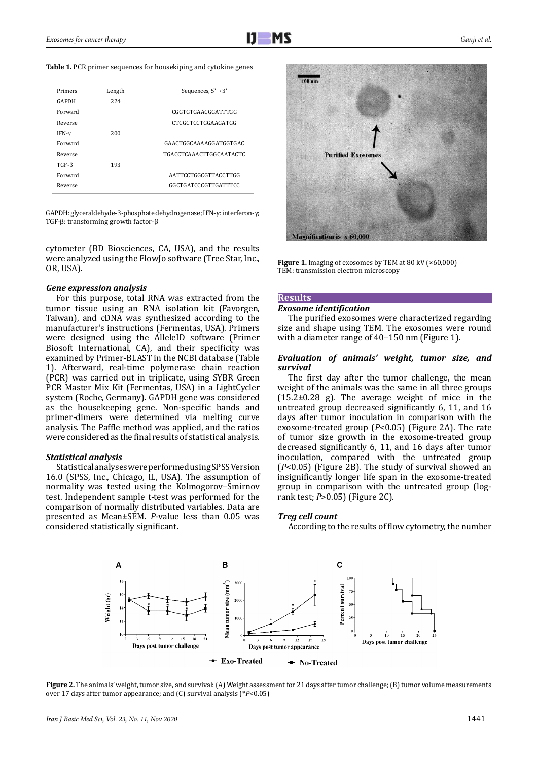**Table 1.** PCR primer sequences for housekiping and cytokine genes

| Primers | Length | Sequences, 5'→3' |
|---|---|---|
| GAPDH | 224 | |
| Forward | | CGGTGTGAACGGATTTGG |
| Reverse | | CTCGCTCCTGGAAGATGG |
| IFN-γ | 200 | |
| Forward | | GAACTGGCAAAAGGATGGTGAC |
| Reverse | | TGACCTCAAACTTGGCAATACTC |
| TGF-β | 193 | |
| Forward | | AATTCCTGGCGTTACCTTGG |
| Reverse | | GGCTGATCCCGTTGATTTCC |

GAPDH: glyceraldehyde-3-phosphate dehydrogenase; IFN-γ: interferon-γ; TGF-β: transforming growth factor-β

cytometer (BD Biosciences, CA, USA), and the results were analyzed using the FlowJo software (Tree Star, Inc., OR, USA).

### *Gene expression analysis*

For this purpose, total RNA was extracted from the tumor tissue using an RNA isolation kit (Favorgen, Taiwan), and cDNA was synthesized according to the manufacturer's instructions (Fermentas, USA). Primers were designed using the AlleleID software (Primer Biosoft International, CA), and their specificity was examined by Primer-BLAST in the NCBI database (Table 1). Afterward, real-time polymerase chain reaction (PCR) was carried out in triplicate, using SYBR Green PCR Master Mix Kit (Fermentas, USA) in a LightCycler system (Roche, Germany). GAPDH gene was considered as the housekeeping gene. Non-specific bands and primer-dimers were determined via melting curve analysis. The Paffle method was applied, and the ratios were considered as the final results of statistical analysis.

### *Statistical analysis*

Statistical analyses were performed using SPSS Version 16.0 (SPSS, Inc., Chicago, IL, USA). The assumption of normality was tested using the Kolmogorov–Smirnov test. Independent sample t-test was performed for the comparison of normally distributed variables. Data are presented as Mean±SEM. *P*-value less than 0.05 was considered statistically significant.

**Figure 1.** Imaging of exosomes by TEM at 80 kV (×60,000)
TEM: transmission electron microscopy

## Results

### *Exosome identification*

The purified exosomes were characterized regarding size and shape using TEM. The exosomes were round with a diameter range of 40–150 nm (Figure 1).

### *Evaluation of animals' weight, tumor size, and survival*

The first day after the tumor challenge, the mean weight of the animals was the same in all three groups (15.2±0.28 g). The average weight of mice in the untreated group decreased significantly 6, 11, and 16 days after tumor inoculation in comparison with the exosome-treated group ($P<0.05$) (Figure 2A). The rate of tumor size growth in the exosome-treated group decreased significantly 6, 11, and 16 days after tumor inoculation, compared with the untreated group ($P<0.05$) (Figure 2B). The study of survival showed an insignificantly longer life span in the exosome-treated group in comparison with the untreated group (log-rank test; $P>0.05$) (Figure 2C).

### *Treg cell count*

According to the results of flow cytometry, the number

**Figure 2.** The animals' weight, tumor size, and survival: (A) Weight assessment for 21 days after tumor challenge; (B) tumor volume measurements over 17 days after tumor appearance; and (C) survival analysis (*$P<0.05$)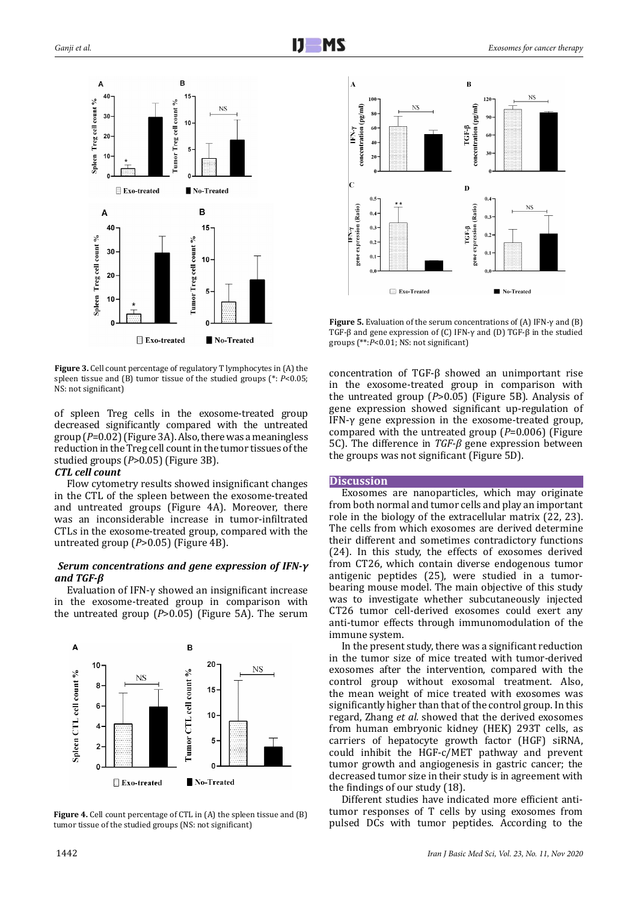**Figure 3.** Cell count percentage of regulatory T lymphocytes in (A) the spleen tissue and (B) tumor tissue of the studied groups (*: $P<0.05$; NS: not significant)

of spleen Treg cells in the exosome-treated group decreased significantly compared with the untreated group ($P=0.02$) (Figure 3A). Also, there was a meaningless reduction in the Treg cell count in the tumor tissues of the studied groups ($P>0.05$) (Figure 3B).

***CTL cell count***

Flow cytometry results showed insignificant changes in the CTL of the spleen between the exosome-treated and untreated groups (Figure 4A). Moreover, there was an inconsiderable increase in tumor-infiltrated CTLs in the exosome-treated group, compared with the untreated group ($P>0.05$) (Figure 4B).

***Serum concentrations and gene expression of IFN-γ and TGF-β***

Evaluation of IFN-γ showed an insignificant increase in the exosome-treated group in comparison with the untreated group ($P>0.05$) (Figure 5A). The serum concentration of TGF-β showed an unimportant rise in the exosome-treated group in comparison with the untreated group ($P>0.05$) (Figure 5B). Analysis of gene expression showed significant up-regulation of IFN-γ gene expression in the exosome-treated group, compared with the untreated group ($P=0.006$) (Figure 5C). The difference in *TGF-β* gene expression between the groups was not significant (Figure 5D).

**Figure 4.** Cell count percentage of CTL in (A) the spleen tissue and (B) tumor tissue of the studied groups (NS: not significant)

**Figure 5.** Evaluation of the serum concentrations of (A) IFN-γ and (B) TGF-β and gene expression of (C) IFN-γ and (D) TGF-β in the studied groups (**:$P<0.01$; NS: not significant)

## Discussion

Exosomes are nanoparticles, which may originate from both normal and tumor cells and play an important role in the biology of the extracellular matrix (22, 23). The cells from which exosomes are derived determine their different and sometimes contradictory functions (24). In this study, the effects of exosomes derived from CT26, which contain diverse endogenous tumor antigenic peptides (25), were studied in a tumor-bearing mouse model. The main objective of this study was to investigate whether subcutaneously injected CT26 tumor cell-derived exosomes could exert any anti-tumor effects through immunomodulation of the immune system.

In the present study, there was a significant reduction in the tumor size of mice treated with tumor-derived exosomes after the intervention, compared with the control group without exosomal treatment. Also, the mean weight of mice treated with exosomes was significantly higher than that of the control group. In this regard, Zhang *et al.* showed that the derived exosomes from human embryonic kidney (HEK) 293T cells, as carriers of hepatocyte growth factor (HGF) siRNA, could inhibit the HGF-c/MET pathway and prevent tumor growth and angiogenesis in gastric cancer; the decreased tumor size in their study is in agreement with the findings of our study (18).

Different studies have indicated more efficient anti-tumor responses of T cells by using exosomes from pulsed DCs with tumor peptides. According to the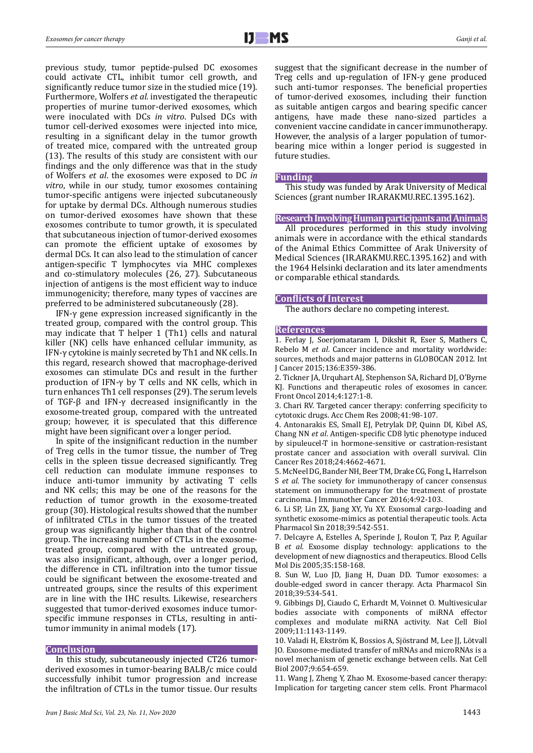previous study, tumor peptide-pulsed DC exosomes could activate CTL, inhibit tumor cell growth, and significantly reduce tumor size in the studied mice (19). Furthermore, Wolfers *et al.* investigated the therapeutic properties of murine tumor-derived exosomes, which were inoculated with DCs *in vitro*. Pulsed DCs with tumor cell-derived exosomes were injected into mice, resulting in a significant delay in the tumor growth of treated mice, compared with the untreated group (13). The results of this study are consistent with our findings and the only difference was that in the study of Wolfers *et al*. the exosomes were exposed to DC *in vitro*, while in our study, tumor exosomes containing tumor-specific antigens were injected subcutaneously for uptake by dermal DCs. Although numerous studies on tumor-derived exosomes have shown that these exosomes contribute to tumor growth, it is speculated that subcutaneous injection of tumor-derived exosomes can promote the efficient uptake of exosomes by dermal DCs. It can also lead to the stimulation of cancer antigen-specific T lymphocytes via MHC complexes and co-stimulatory molecules (26, 27). Subcutaneous injection of antigens is the most efficient way to induce immunogenicity; therefore, many types of vaccines are preferred to be administered subcutaneously (28).

IFN-γ gene expression increased significantly in the treated group, compared with the control group. This may indicate that T helper 1 (Th1) cells and natural killer (NK) cells have enhanced cellular immunity, as IFN-γ cytokine is mainly secreted by Th1 and NK cells. In this regard, research showed that macrophage-derived exosomes can stimulate DCs and result in the further production of IFN-γ by T cells and NK cells, which in turn enhances Th1 cell responses (29). The serum levels of TGF-β and IFN-γ decreased insignificantly in the exosome-treated group, compared with the untreated group; however, it is speculated that this difference might have been significant over a longer period.

In spite of the insignificant reduction in the number of Treg cells in the tumor tissue, the number of Treg cells in the spleen tissue decreased significantly. Treg cell reduction can modulate immune responses to induce anti-tumor immunity by activating T cells and NK cells; this may be one of the reasons for the reduction of tumor growth in the exosome-treated group (30). Histological results showed that the number of infiltrated CTLs in the tumor tissues of the treated group was significantly higher than that of the control group. The increasing number of CTLs in the exosome-treated group, compared with the untreated group, was also insignificant, although, over a longer period, the difference in CTL infiltration into the tumor tissue could be significant between the exosome-treated and untreated groups, since the results of this experiment are in line with the IHC results. Likewise, researchers suggested that tumor-derived exosomes induce tumor-specific immune responses in CTLs, resulting in anti-tumor immunity in animal models (17).

## Conclusion

In this study, subcutaneously injected CT26 tumor-derived exosomes in tumor-bearing BALB/c mice could successfully inhibit tumor progression and increase the infiltration of CTLs in the tumor tissue. Our results suggest that the significant decrease in the number of Treg cells and up-regulation of IFN-γ gene produced such anti-tumor responses. The beneficial properties of tumor-derived exosomes, including their function as suitable antigen cargos and bearing specific cancer antigens, have made these nano-sized particles a convenient vaccine candidate in cancer immunotherapy. However, the analysis of a larger population of tumor-bearing mice within a longer period is suggested in future studies.

## Funding

This study was funded by Arak University of Medical Sciences (grant number IR.ARAKMU.REC.1395.162).

## Research Involving Human participants and Animals

All procedures performed in this study involving animals were in accordance with the ethical standards of the Animal Ethics Committee of Arak University of Medical Sciences (IR.ARAKMU.REC.1395.162) and with the 1964 Helsinki declaration and its later amendments or comparable ethical standards.

## Conflicts of Interest

The authors declare no competing interest.

## References

1. Ferlay J, Soerjomataram I, Dikshit R, Eser S, Mathers C, Rebelo M *et al*. Cancer incidence and mortality worldwide: sources, methods and major patterns in GLOBOCAN 2012. Int J Cancer 2015;136:E359-386.
2. Tickner JA, Urquhart AJ, Stephenson SA, Richard DJ, O'Byrne KJ. Functions and therapeutic roles of exosomes in cancer. Front Oncol 2014;4:127:1-8.
3. Chari RV. Targeted cancer therapy: conferring specificity to cytotoxic drugs. Acc Chem Res 2008;41:98-107.
4. Antonarakis ES, Small EJ, Petrylak DP, Quinn DI, Kibel AS, Chang NN *et al*. Antigen-specific CD8 lytic phenotype induced by sipuleucel-T in hormone-sensitive or castration-resistant prostate cancer and association with overall survival. Clin Cancer Res 2018;24:4662-4671.
5. McNeel DG, Bander NH, Beer TM, Drake CG, Fong L, Harrelson S *et al*. The society for immunotherapy of cancer consensus statement on immunotherapy for the treatment of prostate carcinoma. J Immunother Cancer 2016;4:92-103.
6. Li SP, Lin ZX, Jiang XY, Yu XY. Exosomal cargo-loading and synthetic exosome-mimics as potential therapeutic tools. Acta Pharmacol Sin 2018;39:542-551.
7. Delcayre A, Estelles A, Sperinde J, Roulon T, Paz P, Aguilar B *et al*. Exosome display technology: applications to the development of new diagnostics and therapeutics. Blood Cells Mol Dis 2005;35:158-168.
8. Sun W, Luo JD, Jiang H, Duan DD. Tumor exosomes: a double-edged sword in cancer therapy. Acta Pharmacol Sin 2018;39:534-541.
9. Gibbings DJ, Ciaudo C, Erhardt M, Voinnet O. Multivesicular bodies associate with components of miRNA effector complexes and modulate miRNA activity. Nat Cell Biol 2009;11:1143-1149.
10. Valadi H, Ekström K, Bossios A, Sjöstrand M, Lee JJ, Lötvall JO. Exosome-mediated transfer of mRNAs and microRNAs is a novel mechanism of genetic exchange between cells. Nat Cell Biol 2007;9:654-659.
11. Wang J, Zheng Y, Zhao M. Exosome-based cancer therapy: Implication for targeting cancer stem cells. Front Pharmacol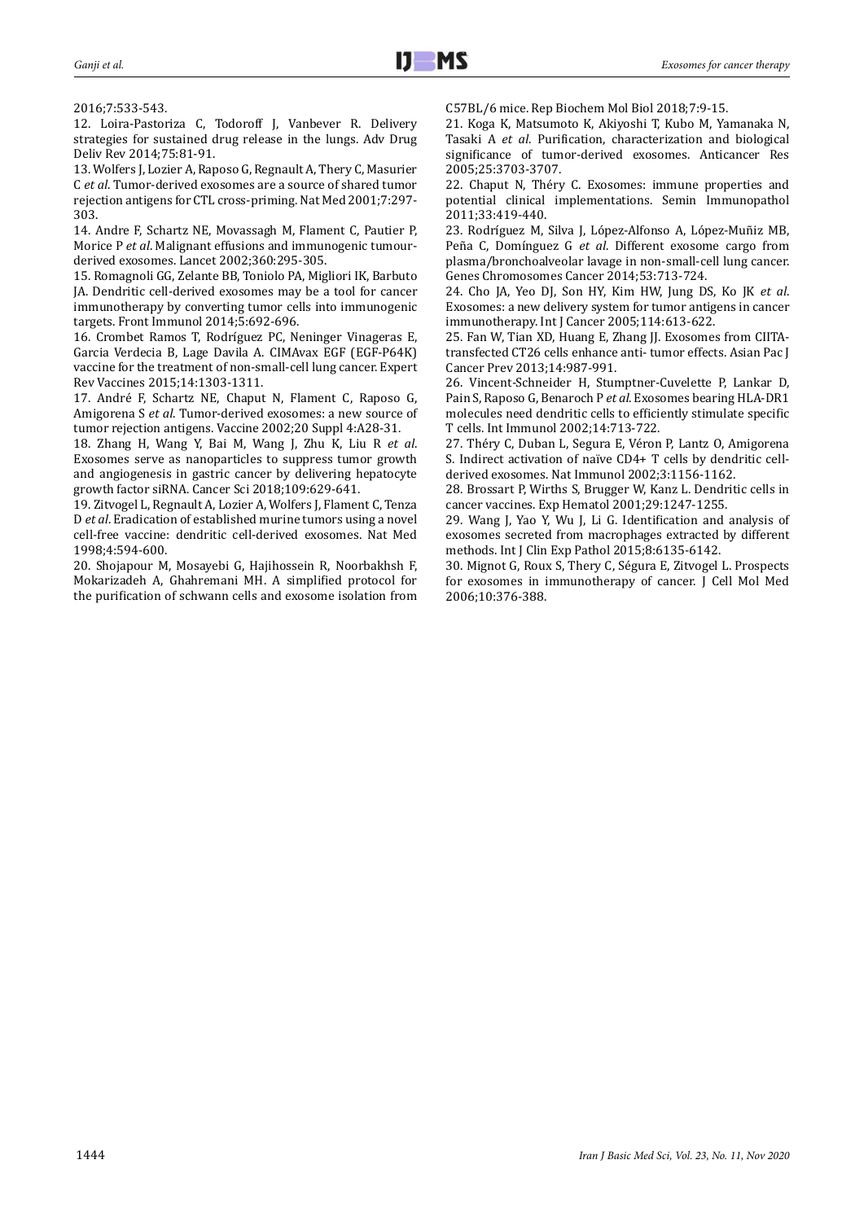2016;7:533-543.

12. Loira-Pastoriza C, Todoroff J, Vanbever R. Delivery strategies for sustained drug release in the lungs. Adv Drug Deliv Rev 2014;75:81-91.

13. Wolfers J, Lozier A, Raposo G, Regnault A, Thery C, Masurier C *et al*. Tumor-derived exosomes are a source of shared tumor rejection antigens for CTL cross-priming. Nat Med 2001;7:297-303.

14. Andre F, Schartz NE, Movassagh M, Flament C, Pautier P, Morice P *et al*. Malignant effusions and immunogenic tumour-derived exosomes. Lancet 2002;360:295-305.

15. Romagnoli GG, Zelante BB, Toniolo PA, Migliori IK, Barbuto JA. Dendritic cell-derived exosomes may be a tool for cancer immunotherapy by converting tumor cells into immunogenic targets. Front Immunol 2014;5:692-696.

16. Crombet Ramos T, Rodríguez PC, Neninger Vinageras E, Garcia Verdecia B, Lage Davila A. CIMAvax EGF (EGF-P64K) vaccine for the treatment of non-small-cell lung cancer. Expert Rev Vaccines 2015;14:1303-1311.

17. André F, Schartz NE, Chaput N, Flament C, Raposo G, Amigorena S *et al*. Tumor-derived exosomes: a new source of tumor rejection antigens. Vaccine 2002;20 Suppl 4:A28-31.

18. Zhang H, Wang Y, Bai M, Wang J, Zhu K, Liu R *et al*. Exosomes serve as nanoparticles to suppress tumor growth and angiogenesis in gastric cancer by delivering hepatocyte growth factor siRNA. Cancer Sci 2018;109:629-641.

19. Zitvogel L, Regnault A, Lozier A, Wolfers J, Flament C, Tenza D *et al*. Eradication of established murine tumors using a novel cell-free vaccine: dendritic cell-derived exosomes. Nat Med 1998;4:594-600.

20. Shojapour M, Mosayebi G, Hajihossein R, Noorbakhsh F, Mokarizadeh A, Ghahremani MH. A simplified protocol for the purification of schwann cells and exosome isolation from C57BL/6 mice. Rep Biochem Mol Biol 2018;7:9-15.

21. Koga K, Matsumoto K, Akiyoshi T, Kubo M, Yamanaka N, Tasaki A *et al*. Purification, characterization and biological significance of tumor-derived exosomes. Anticancer Res 2005;25:3703-3707.

22. Chaput N, Théry C. Exosomes: immune properties and potential clinical implementations. Semin Immunopathol 2011;33:419-440.

23. Rodríguez M, Silva J, López-Alfonso A, López-Muñiz MB, Peña C, Domínguez G *et al*. Different exosome cargo from plasma/bronchoalveolar lavage in non-small-cell lung cancer. Genes Chromosomes Cancer 2014;53:713-724.

24. Cho JA, Yeo DJ, Son HY, Kim HW, Jung DS, Ko JK *et al*. Exosomes: a new delivery system for tumor antigens in cancer immunotherapy. Int J Cancer 2005;114:613-622.

25. Fan W, Tian XD, Huang E, Zhang JJ. Exosomes from CIITA-transfected CT26 cells enhance anti- tumor effects. Asian Pac J Cancer Prev 2013;14:987-991.

26. Vincent-Schneider H, Stumptner-Cuvelette P, Lankar D, Pain S, Raposo G, Benaroch P *et al*. Exosomes bearing HLA-DR1 molecules need dendritic cells to efficiently stimulate specific T cells. Int Immunol 2002;14:713-722.

27. Théry C, Duban L, Segura E, Véron P, Lantz O, Amigorena S. Indirect activation of naïve CD4+ T cells by dendritic cell-derived exosomes. Nat Immunol 2002;3:1156-1162.

28. Brossart P, Wirths S, Brugger W, Kanz L. Dendritic cells in cancer vaccines. Exp Hematol 2001;29:1247-1255.

29. Wang J, Yao Y, Wu J, Li G. Identification and analysis of exosomes secreted from macrophages extracted by different methods. Int J Clin Exp Pathol 2015;8:6135-6142.

30. Mignot G, Roux S, Thery C, Ségura E, Zitvogel L. Prospects for exosomes in immunotherapy of cancer. J Cell Mol Med 2006;10:376-388.